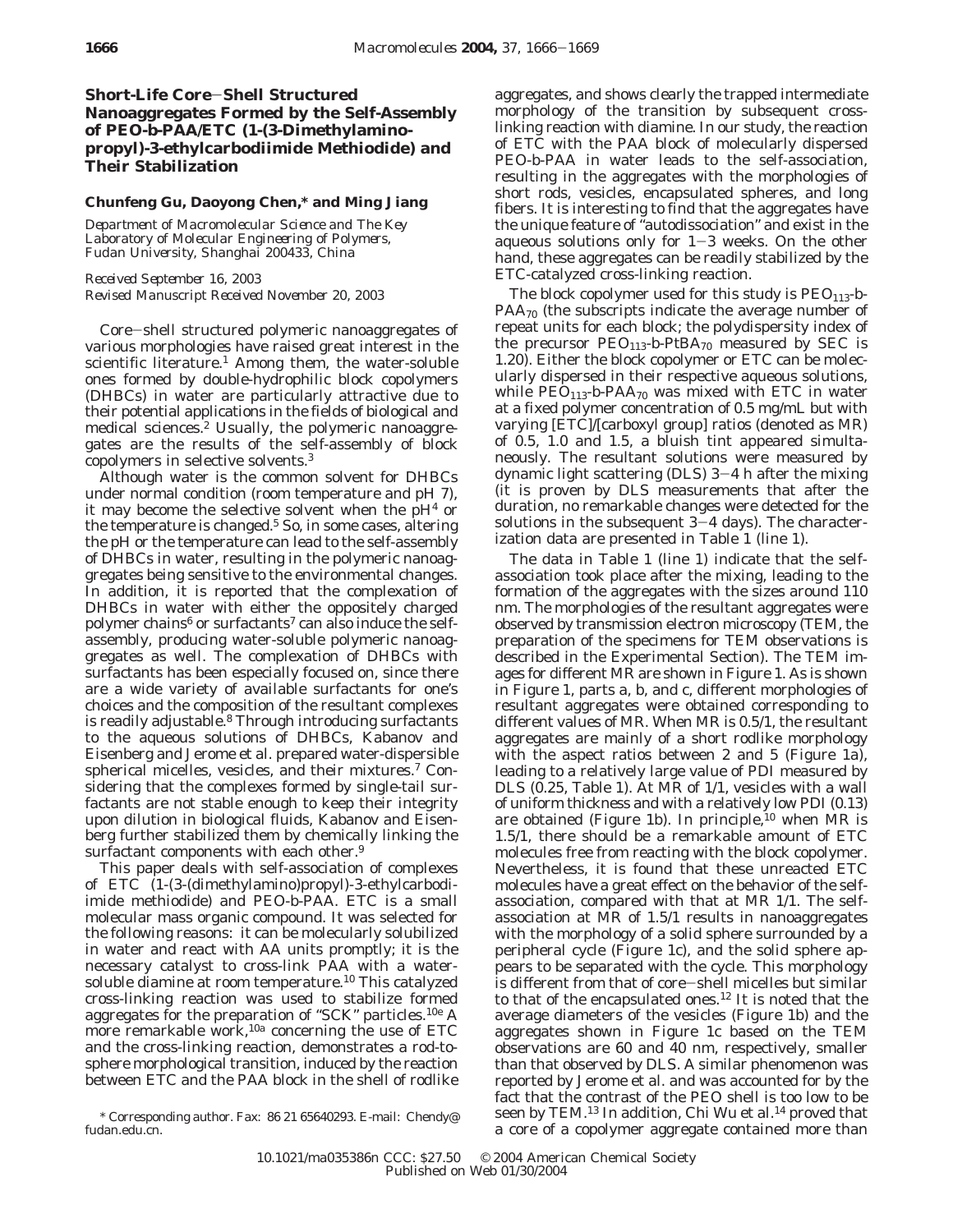# Short-Life Core–Shell Structured Nanoaggregates Formed by the Self-Assembly of PEO-b-PAA/ETC (1-(3-Dimethylaminopropyl)-3-ethylcarbodiimide Methiodide) and Their Stabilization

**Chunfeng Gu, Daoyong Chen,\* and Ming Jiang**

*Department of Macromolecular Science and The Key Laboratory of Molecular Engineering of Polymers, Fudan University, Shanghai 200433, China*

*Received September 16, 2003*
*Revised Manuscript Received November 20, 2003*

Core–shell structured polymeric nanoaggregates of various morphologies have raised great interest in the scientific literature.[1] Among them, the water-soluble ones formed by double-hydrophilic block copolymers (DHBCs) in water are particularly attractive due to their potential applications in the fields of biological and medical sciences.[2] Usually, the polymeric nanoaggregates are the results of the self-assembly of block copolymers in selective solvents.[3]

Although water is the common solvent for DHBCs under normal condition (room temperature and pH 7), it may become the selective solvent when the pH[4] or the temperature is changed.[5] So, in some cases, altering the pH or the temperature can lead to the self-assembly of DHBCs in water, resulting in the polymeric nanoaggregates being sensitive to the environmental changes. In addition, it is reported that the complexation of DHBCs in water with either the oppositely charged polymer chains[6] or surfactants[7] can also induce the self-assembly, producing water-soluble polymeric nanoaggregates as well. The complexation of DHBCs with surfactants has been especially focused on, since there are a wide variety of available surfactants for one's choices and the composition of the resultant complexes is readily adjustable.[8] Through introducing surfactants to the aqueous solutions of DHBCs, Kabanov and Eisenberg and Jerome et al. prepared water-dispersible spherical micelles, vesicles, and their mixtures.[7] Considering that the complexes formed by single-tail surfactants are not stable enough to keep their integrity upon dilution in biological fluids, Kabanov and Eisenberg further stabilized them by chemically linking the surfactant components with each other.[9]

This paper deals with self-association of complexes of ETC (1-(3-(dimethylamino)propyl)-3-ethylcarbodiimide methiodide) and PEO-b-PAA. ETC is a small molecular mass organic compound. It was selected for the following reasons: it can be molecularly solubilized in water and react with AA units promptly; it is the necessary catalyst to cross-link PAA with a water-soluble diamine at room temperature.[10] This catalyzed cross-linking reaction was used to stabilize formed aggregates for the preparation of "SCK" particles.[10e] A more remarkable work,[10a] concerning the use of ETC and the cross-linking reaction, demonstrates a rod-to-sphere morphological transition, induced by the reaction between ETC and the PAA block in the shell of rodlike aggregates, and shows clearly the trapped intermediate morphology of the transition by subsequent cross-linking reaction with diamine. In our study, the reaction of ETC with the PAA block of molecularly dispersed PEO-b-PAA in water leads to the self-association, resulting in the aggregates with the morphologies of short rods, vesicles, encapsulated spheres, and long fibers. It is interesting to find that the aggregates have the unique feature of "autodissociation" and exist in the aqueous solutions only for 1–3 weeks. On the other hand, these aggregates can be readily stabilized by the ETC-catalyzed cross-linking reaction.

The block copolymer used for this study is $PEO_{113}$-b-$PAA_{70}$ (the subscripts indicate the average number of repeat units for each block; the polydispersity index of the precursor $PEO_{113}$-b-$PtBA_{70}$ measured by SEC is 1.20). Either the block copolymer or ETC can be molecularly dispersed in their respective aqueous solutions, while $PEO_{113}$-b-$PAA_{70}$ was mixed with ETC in water at a fixed polymer concentration of 0.5 mg/mL but with varying [ETC]/[carboxyl group] ratios (denoted as MR) of 0.5, 1.0 and 1.5, a bluish tint appeared simultaneously. The resultant solutions were measured by dynamic light scattering (DLS) 3–4 h after the mixing (it is proven by DLS measurements that after the duration, no remarkable changes were detected for the solutions in the subsequent 3–4 days). The characterization data are presented in Table 1 (line 1).

The data in Table 1 (line 1) indicate that the self-association took place after the mixing, leading to the formation of the aggregates with the sizes around 110 nm. The morphologies of the resultant aggregates were observed by transmission electron microscopy (TEM, the preparation of the specimens for TEM observations is described in the Experimental Section). The TEM images for different MR are shown in Figure 1. As is shown in Figure 1, parts a, b, and c, different morphologies of resultant aggregates were obtained corresponding to different values of MR. When MR is 0.5/1, the resultant aggregates are mainly of a short rodlike morphology with the aspect ratios between 2 and 5 (Figure 1a), leading to a relatively large value of PDI measured by DLS (0.25, Table 1). At MR of 1/1, vesicles with a wall of uniform thickness and with a relatively low PDI (0.13) are obtained (Figure 1b). In principle,[10] when MR is 1.5/1, there should be a remarkable amount of ETC molecules free from reacting with the block copolymer. Nevertheless, it is found that these unreacted ETC molecules have a great effect on the behavior of the self-association, compared with that at MR 1/1. The self-association at MR of 1.5/1 results in nanoaggregates with the morphology of a solid sphere surrounded by a peripheral cycle (Figure 1c), and the solid sphere appears to be separated with the cycle. This morphology is different from that of core–shell micelles but similar to that of the encapsulated ones.[12] It is noted that the average diameters of the vesicles (Figure 1b) and the aggregates shown in Figure 1c based on the TEM observations are 60 and 40 nm, respectively, smaller than that observed by DLS. A similar phenomenon was reported by Jerome et al. and was accounted for by the fact that the contrast of the PEO shell is too low to be seen by TEM.[13] In addition, Chi Wu et al.[14] proved that a core of a copolymer aggregate contained more than

\* Corresponding author. Fax: 86 21 65640293. E-mail: Chendy@fudan.edu.cn.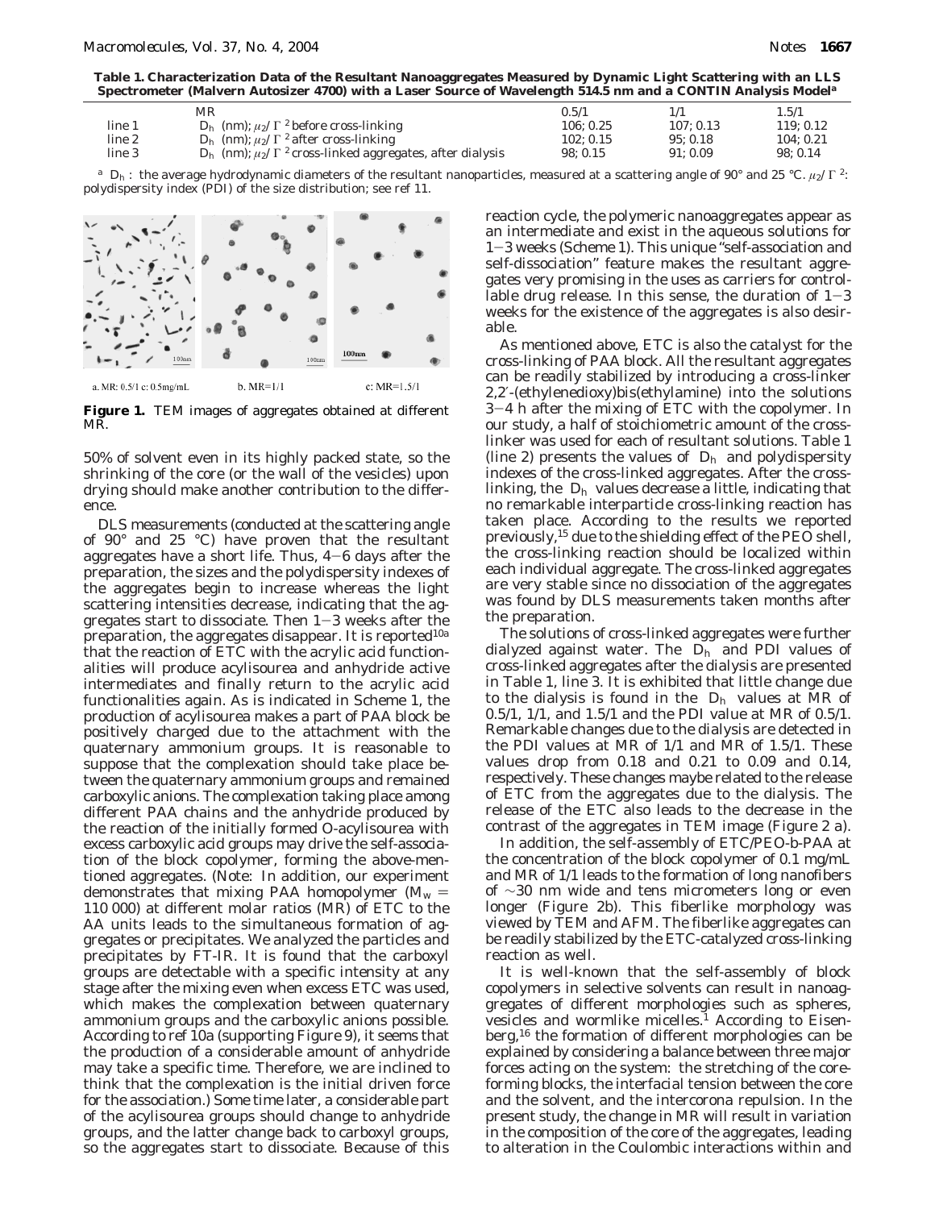**Table 1. Characterization Data of the Resultant Nanoaggregates Measured by Dynamic Light Scattering with an LLS Spectrometer (Malvern Autosizer 4700) with a Laser Source of Wavelength 514.5 nm and a CONTIN Analysis Model[a]**

| | MR | 0.5/1 | 1/1 | 1.5/1 |
|---|---|---|---|---|
| line 1 | $D_h$ (nm); $\mu_2/\Gamma^2$ before cross-linking | 106; 0.25 | 107; 0.13 | 119; 0.12 |
| line 2 | $D_h$ (nm); $\mu_2/\Gamma^2$ after cross-linking | 102; 0.15 | 95; 0.18 | 104; 0.21 |
| line 3 | $D_h$ (nm); $\mu_2/\Gamma^2$ cross-linked aggregates, after dialysis | 98; 0.15 | 91; 0.09 | 98; 0.14 |

[a] $D_h$: the average hydrodynamic diameters of the resultant nanoparticles, measured at a scattering angle of 90° and 25 °C. $\mu_2/\Gamma^2$: polydispersity index (PDI) of the size distribution; see ref 11.

a. MR: 0.5/1 c: 0.5mg/mL b. MR=1/1 c: MR=1.5/1

**Figure 1.** TEM images of aggregates obtained at different MR.

50% of solvent even in its highly packed state, so the shrinking of the core (or the wall of the vesicles) upon drying should make another contribution to the difference.

DLS measurements (conducted at the scattering angle of 90° and 25 °C) have proven that the resultant aggregates have a short life. Thus, 4–6 days after the preparation, the sizes and the polydispersity indexes of the aggregates begin to increase whereas the light scattering intensities decrease, indicating that the aggregates start to dissociate. Then 1–3 weeks after the preparation, the aggregates disappear. It is reported[10a] that the reaction of ETC with the acrylic acid functionalities will produce acylisourea and anhydride active intermediates and finally return to the acrylic acid functionalities again. As is indicated in Scheme 1, the production of acylisourea makes a part of PAA block be positively charged due to the attachment with the quaternary ammonium groups. It is reasonable to suppose that the complexation should take place between the quaternary ammonium groups and remained carboxylic anions. The complexation taking place among different PAA chains and the anhydride produced by the reaction of the initially formed O-acylisourea with excess carboxylic acid groups may drive the self-association of the block copolymer, forming the above-mentioned aggregates. (Note: In addition, our experiment demonstrates that mixing PAA homopolymer ($M_w$ = 110 000) at different molar ratios (MR) of ETC to the AA units leads to the simultaneous formation of aggregates or precipitates. We analyzed the particles and precipitates by FT-IR. It is found that the carboxyl groups are detectable with a specific intensity at any stage after the mixing even when excess ETC was used, which makes the complexation between quaternary ammonium groups and the carboxylic anions possible. According to ref 10a (supporting Figure 9), it seems that the production of a considerable amount of anhydride may take a specific time. Therefore, we are inclined to think that the complexation is the initial driven force for the association.) Some time later, a considerable part of the acylisourea groups should change to anhydride groups, and the latter change back to carboxyl groups, so the aggregates start to dissociate. Because of this reaction cycle, the polymeric nanoaggregates appear as an intermediate and exist in the aqueous solutions for 1–3 weeks (Scheme 1). This unique "self-association and self-dissociation" feature makes the resultant aggregates very promising in the uses as carriers for controllable drug release. In this sense, the duration of 1–3 weeks for the existence of the aggregates is also desirable.

As mentioned above, ETC is also the catalyst for the cross-linking of PAA block. All the resultant aggregates can be readily stabilized by introducing a cross-linker 2,2′-(ethylenedioxy)bis(ethylamine) into the solutions 3–4 h after the mixing of ETC with the copolymer. In our study, a half of stoichiometric amount of the cross-linker was used for each of resultant solutions. Table 1 (line 2) presents the values of $D_h$ and polydispersity indexes of the cross-linked aggregates. After the cross-linking, the $D_h$ values decrease a little, indicating that no remarkable interparticle cross-linking reaction has taken place. According to the results we reported previously,[15] due to the shielding effect of the PEO shell, the cross-linking reaction should be localized within each individual aggregate. The cross-linked aggregates are very stable since no dissociation of the aggregates was found by DLS measurements taken months after the preparation.

The solutions of cross-linked aggregates were further dialyzed against water. The $D_h$ and PDI values of cross-linked aggregates after the dialysis are presented in Table 1, line 3. It is exhibited that little change due to the dialysis is found in the $D_h$ values at MR of 0.5/1, 1/1, and 1.5/1 and the PDI value at MR of 0.5/1. Remarkable changes due to the dialysis are detected in the PDI values at MR of 1/1 and MR of 1.5/1. These values drop from 0.18 and 0.21 to 0.09 and 0.14, respectively. These changes maybe related to the release of ETC from the aggregates due to the dialysis. The release of the ETC also leads to the decrease in the contrast of the aggregates in TEM image (Figure 2 a).

In addition, the self-assembly of ETC/PEO-b-PAA at the concentration of the block copolymer of 0.1 mg/mL and MR of 1/1 leads to the formation of long nanofibers of ~30 nm wide and tens micrometers long or even longer (Figure 2b). This fiberlike morphology was viewed by TEM and AFM. The fiberlike aggregates can be readily stabilized by the ETC-catalyzed cross-linking reaction as well.

It is well-known that the self-assembly of block copolymers in selective solvents can result in nanoaggregates of different morphologies such as spheres, vesicles and wormlike micelles.[1] According to Eisenberg,[16] the formation of different morphologies can be explained by considering a balance between three major forces acting on the system: the stretching of the core-forming blocks, the interfacial tension between the core and the solvent, and the intercorona repulsion. In the present study, the change in MR will result in variation in the composition of the core of the aggregates, leading to alteration in the Coulombic interactions within and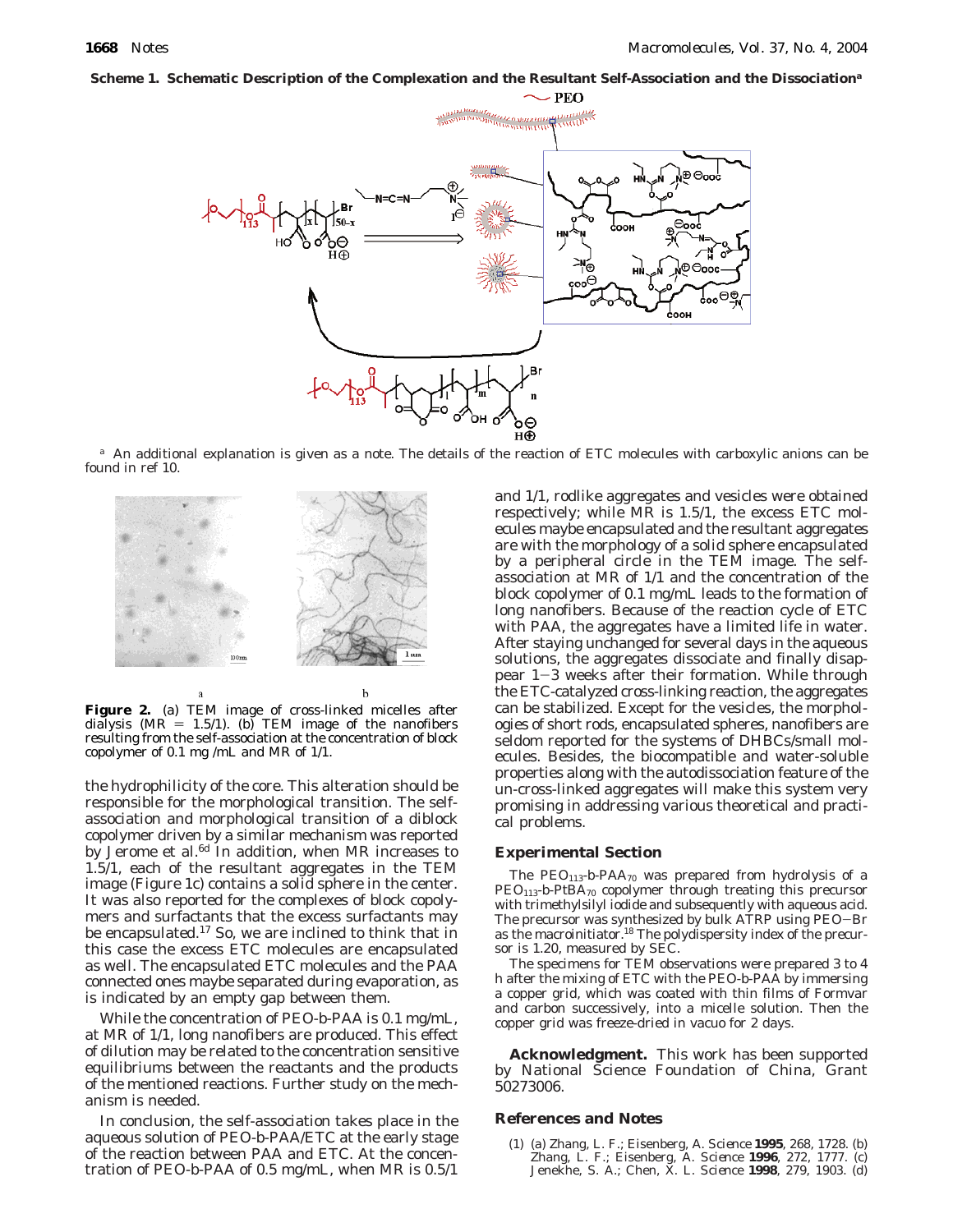**Scheme 1. Schematic Description of the Complexation and the Resultant Self-Association and the Dissociation**[a]

[a] An additional explanation is given as a note. The details of the reaction of ETC molecules with carboxylic anions can be found in ref 10.

**Figure 2.** (a) TEM image of cross-linked micelles after dialysis (MR = 1.5/1). (b) TEM image of the nanofibers resulting from the self-association at the concentration of block copolymer of 0.1 mg /mL and MR of 1/1.

the hydrophilicity of the core. This alteration should be responsible for the morphological transition. The self-association and morphological transition of a diblock copolymer driven by a similar mechanism was reported by Jerome et al.[6d] In addition, when MR increases to 1.5/1, each of the resultant aggregates in the TEM image (Figure 1c) contains a solid sphere in the center. It was also reported for the complexes of block copolymers and surfactants that the excess surfactants may be encapsulated.[17] So, we are inclined to think that in this case the excess ETC molecules are encapsulated as well. The encapsulated ETC molecules and the PAA connected ones maybe separated during evaporation, as is indicated by an empty gap between them.

While the concentration of PEO-b-PAA is 0.1 mg/mL, at MR of 1/1, long nanofibers are produced. This effect of dilution may be related to the concentration sensitive equilibriums between the reactants and the products of the mentioned reactions. Further study on the mechanism is needed.

In conclusion, the self-association takes place in the aqueous solution of PEO-b-PAA/ETC at the early stage of the reaction between PAA and ETC. At the concentration of PEO-b-PAA of 0.5 mg/mL, when MR is 0.5/1 and 1/1, rodlike aggregates and vesicles were obtained respectively; while MR is 1.5/1, the excess ETC molecules maybe encapsulated and the resultant aggregates are with the morphology of a solid sphere encapsulated by a peripheral circle in the TEM image. The self-association at MR of 1/1 and the concentration of the block copolymer of 0.1 mg/mL leads to the formation of long nanofibers. Because of the reaction cycle of ETC with PAA, the aggregates have a limited life in water. After staying unchanged for several days in the aqueous solutions, the aggregates dissociate and finally disappear 1−3 weeks after their formation. While through the ETC-catalyzed cross-linking reaction, the aggregates can be stabilized. Except for the vesicles, the morphologies of short rods, encapsulated spheres, nanofibers are seldom reported for the systems of DHBCs/small molecules. Besides, the biocompatible and water-soluble properties along with the autodissociation feature of the un-cross-linked aggregates will make this system very promising in addressing various theoretical and practical problems.

## Experimental Section

The $PEO_{113}$-b-$PAA_{70}$ was prepared from hydrolysis of a $PEO_{113}$-b-$PtBA_{70}$ copolymer through treating this precursor with trimethylsilyl iodide and subsequently with aqueous acid. The precursor was synthesized by bulk ATRP using PEO−Br as the macroinitiator.[18] The polydispersity index of the precursor is 1.20, measured by SEC.

The specimens for TEM observations were prepared 3 to 4 h after the mixing of ETC with the PEO-b-PAA by immersing a copper grid, which was coated with thin films of Formvar and carbon successively, into a micelle solution. Then the copper grid was freeze-dried in vacuo for 2 days.

**Acknowledgment.** This work has been supported by National Science Foundation of China, Grant 50273006.

## References and Notes

(1) (a) Zhang, L. F.; Eisenberg, A. Science **1995**, 268, 1728. (b) Zhang, L. F.; Eisenberg, A. Science **1996**, 272, 1777. (c) Jenekhe, S. A.; Chen, X. L. Science **1998**, 279, 1903. (d)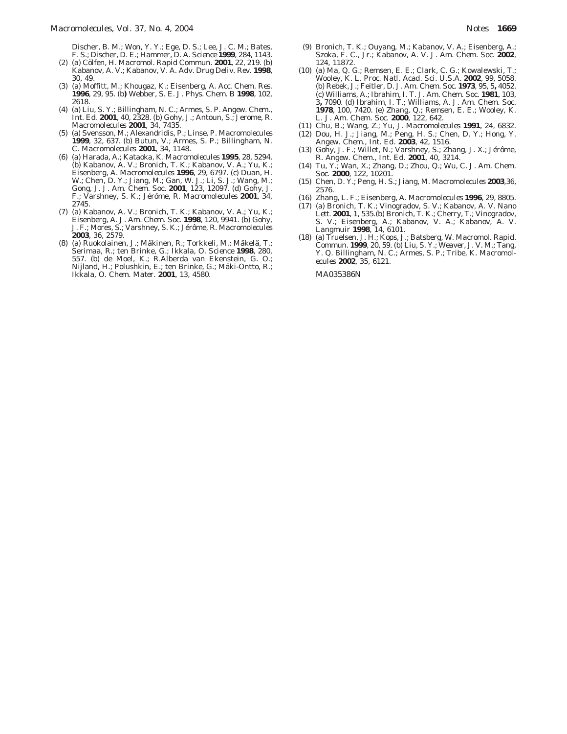Discher, B. M.; Won, Y. Y.; Ege, D. S.; Lee, J. C. M.; Bates, F. S.; Discher, D. E.; Hammer, D. A. *Science* **1999**, 284, 1143.

(2) (a) Cölfen, H. *Macromol. Rapid Commun.* **2001**, 22, 219. (b) Kabanov, A. V.; Kabanov, V. A. *Adv. Drug Deliv. Rev.* **1998**, 30, 49.

(3) (a) Moffitt, M.; Khougaz, K.; Eisenberg, A. *Acc. Chem. Res.* **1996**, 29, 95. (b**)** Webber, S. E. *J. Phys. Chem. B* **1998**, 102, 2618.

(4) (a) Liu, S. Y.; Billingham, N. C.; Armes, S. P. *Angew. Chem., Int. Ed.* **2001**, 40, 2328. (b) Gohy, J.; Antoun, S.; Jerome, R. *Macromolecules* **2001**, 34, 7435.

(5) (a) Svensson, M.; Alexandridis, P.; Linse, P. *Macromolecules* **1999**, 32, 637. (b) Butun, V.; Armes, S. P.; Billingham, N. C. *Macromolecules* **2001**, 34, 1148.

(6) (a) Harada, A.; Kataoka, K. *Macromolecules* **1995**, 28, 5294. (b) Kabanov, A. V.; Bronich, T. K.; Kabanov, V. A.; Yu, K.; Eisenberg, A. *Macromolecules* **1996**, 29, 6797. (c) Duan, H. W.; Chen, D. Y.; Jiang, M.; Gan, W. J.; Li, S. J.; Wang, M.; Gong, J. *J. Am. Chem. Soc.* **2001**, 123, 12097. (d) Gohy, J. F.; Varshney, S. K.; Jérôme, R. *Macromolecules* **2001**, 34, 2745.

(7) (a) Kabanov, A. V.; Bronich, T. K.; Kabanov, V. A.; Yu, K.; Eisenberg, A. *J. Am. Chem. Soc.* **1998**, 120, 9941. (b) Gohy, J. F.; Mores, S.; Varshney, S. K.; Jérôme, R. *Macromolecules* **2003**, 36, 2579.

(8) (a) Ruokolainen, J.; Mäkinen, R.; Torkkeli, M.; Mäkelä, T.; Serimaa, R.; ten Brinke, G.; Ikkala, O. *Science* **1998**, 280, 557. (b) de Moel, K.; R.Alberda van Ekenstein, G. O.; Nijland, H.; Polushkin, E.; ten Brinke, G.; Mäki-Ontto, R.; Ikkala, O. *Chem. Mater.* **2001**, 13, 4580.

(9) Bronich, T. K.; Ouyang, M.; Kabanov, V. A.; Eisenberg, A.; Szoka, F. C., Jr.; Kabanov, A. V. *J. Am. Chem. Soc.* **2002**, 124, 11872.

(10) (a) Ma, Q. G.; Remsen, E. E.; Clark, C. G.; Kowalewski, T.; Wooley, K. L. *Proc. Natl. Acad. Sci. U.S.A.* **2002**, 99, 5058. (b) Rebek, J.; Feitler, D. *J. Am. Chem. Soc.* **1973**, 95, 5**,** 4052. (c) Williams, A.; Ibrahim, I. T. *J. Am. Chem. Soc.* **1981**, 103, 3**,** 7090. (d) Ibrahim, I. T.; Williams, A. *J. Am. Chem. Soc.* **1978**, 100, 7420. (e) Zhang, Q.; Remsen, E. E.; Wooley, K. L. *J. Am. Chem. Soc.* **2000**, 122, 642.

(11) Chu, B.; Wang, Z.; Yu, J. *Macromolecules* **1991**, 24, 6832.

(12) Dou, H. J.; Jiang, M.; Peng, H. S.; Chen, D. Y.; Hong, Y. *Angew. Chem., Int. Ed.* **2003**, 42, 1516.

(13) Gohy, J. F.; Willet, N.; Varshney, S.; Zhang, J. X.; Jérôme, R. *Angew. Chem., Int. Ed.* **2001**, 40, 3214.

(14) Tu, Y.; Wan, X.; Zhang, D.; Zhou, Q.; Wu, C. *J. Am. Chem. Soc.* **2000**, 122, 10201.

(15) Chen, D. Y.; Peng, H. S.; Jiang, M. *Macromolecules* **2003**,36, 2576.

(16) Zhang, L. F.; Eisenberg, A. *Macromolecules* **1996**, 29, 8805.

(17) (a) Bronich, T. K.; Vinogradov, S. V.; Kabanov, A. V. *Nano Lett.* **2001**, 1, 535.(b) Bronich, T. K.; Cherry, T.; Vinogradov, S. V.; Eisenberg, A.; Kabanov, V. A.; Kabanov, A. V. *Langmuir* **1998**, 14, 6101.

(18) (a) Truelsen, J. H.; Kops, J.; Batsberg, W. *Macromol. Rapid. Commun.* **1999**, 20, 59. (b) Liu, S. Y.; Weaver, J. V. M.; Tang, Y. Q. Billingham, N. C.; Armes, S. P.; Tribe, K. *Macromolecules* **2002**, 35, 6121.

MA035386N